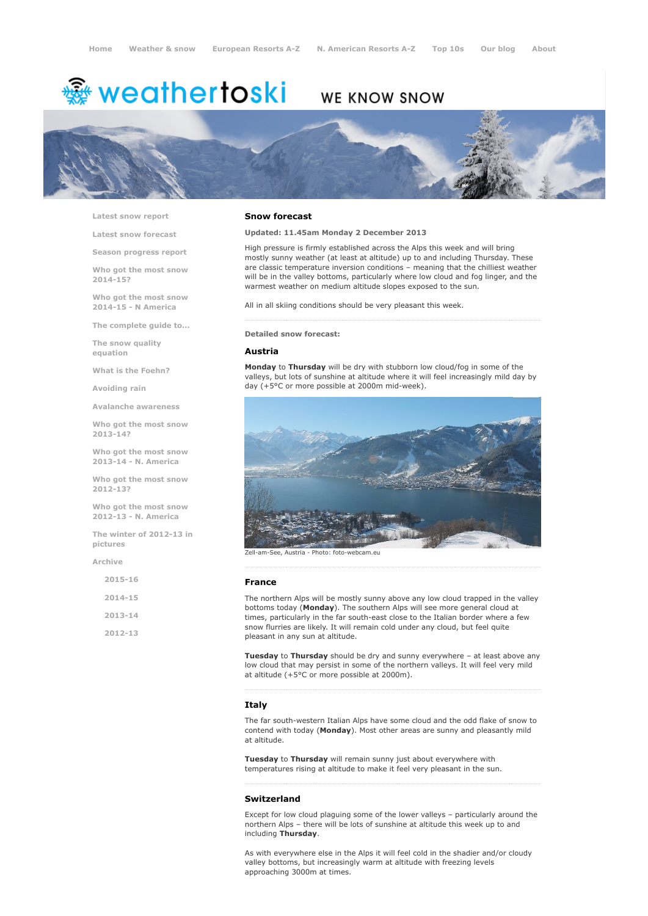Home | Weather & snow | European Resorts A-Z | N. American Resorts A-Z | Top 10s | Our blog | About

# weathertoski

WE KNOW SNOW

- Latest snow report
- Latest snow forecast
- Season progress report
- Who got the most snow 2014-15?
- Who got the most snow 2014-15 - N America
- The complete guide to...
- The snow quality equation
- What is the Foehn?
- Avoiding rain
- Avalanche awareness
- Who got the most snow 2013-14?
- Who got the most snow 2013-14 - N. America
- Who got the most snow 2012-13?
- Who got the most snow 2012-13 - N. America
- The winter of 2012-13 in pictures
- Archive
  - 2015-16
  - 2014-15
  - 2013-14
  - 2012-13

## Snow forecast

**Updated: 11.45am Monday 2 December 2013**

High pressure is firmly established across the Alps this week and will bring mostly sunny weather (at least at altitude) up to and including Thursday. These are classic temperature inversion conditions – meaning that the chilliest weather will be in the valley bottoms, particularly where low cloud and fog linger, and the warmest weather on medium altitude slopes exposed to the sun.

All in all skiing conditions should be very pleasant this week.

**Detailed snow forecast:**

### Austria

**Monday** to **Thursday** will be dry with stubborn low cloud/fog in some of the valleys, but lots of sunshine at altitude where it will feel increasingly mild day by day (+5°C or more possible at 2000m mid-week).

Zell-am-See, Austria - Photo: foto-webcam.eu

### France

The northern Alps will be mostly sunny above any low cloud trapped in the valley bottoms today (**Monday**). The southern Alps will see more general cloud at times, particularly in the far south-east close to the Italian border where a few snow flurries are likely. It will remain cold under any cloud, but feel quite pleasant in any sun at altitude.

**Tuesday** to **Thursday** should be dry and sunny everywhere – at least above any low cloud that may persist in some of the northern valleys. It will feel very mild at altitude (+5°C or more possible at 2000m).

### Italy

The far south-western Italian Alps have some cloud and the odd flake of snow to contend with today (**Monday**). Most other areas are sunny and pleasantly mild at altitude.

**Tuesday** to **Thursday** will remain sunny just about everywhere with temperatures rising at altitude to make it feel very pleasant in the sun.

### Switzerland

Except for low cloud plaguing some of the lower valleys – particularly around the northern Alps – there will be lots of sunshine at altitude this week up to and including **Thursday**.

As with everywhere else in the Alps it will feel cold in the shadier and/or cloudy valley bottoms, but increasingly warm at altitude with freezing levels approaching 3000m at times.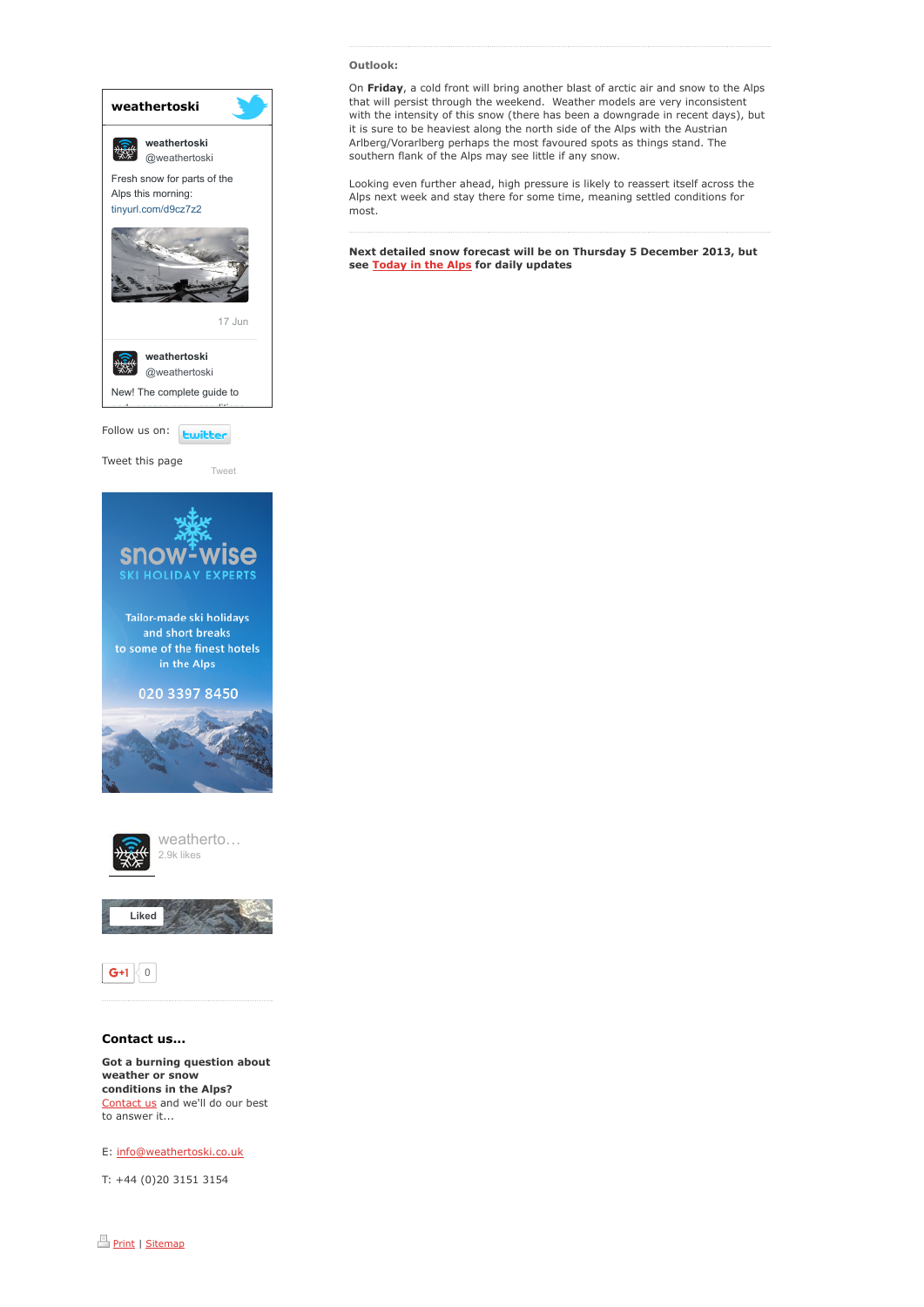**Outlook:**

On **Friday**, a cold front will bring another blast of arctic air and snow to the Alps that will persist through the weekend. Weather models are very inconsistent with the intensity of this snow (there has been a downgrade in recent days), but it is sure to be heaviest along the north side of the Alps with the Austrian Arlberg/Vorarlberg perhaps the most favoured spots as things stand. The southern flank of the Alps may see little if any snow.

Looking even further ahead, high pressure is likely to reassert itself across the Alps next week and stay there for some time, meaning settled conditions for most.

**Next detailed snow forecast will be on Thursday 5 December 2013, but see Today in the Alps for daily updates**

weathertoski

weathertoski @weathertoski

Fresh snow for parts of the Alps this morning: tinyurl.com/d9cz7z2

17 Jun

weathertoski @weathertoski

New! The complete guide to

Follow us on: twitter

Tweet this page

Tweet

snow-wise SKI HOLIDAY EXPERTS

Tailor-made ski holidays and short breaks to some of the finest hotels in the Alps

020 3397 8450

weatherto... 2.9k likes

Liked

G+1 0

**Contact us...**

**Got a burning question about weather or snow conditions in the Alps?**
Contact us and we'll do our best to answer it...

E: info@weathertoski.co.uk

T: +44 (0)20 3151 3154

Print | Sitemap